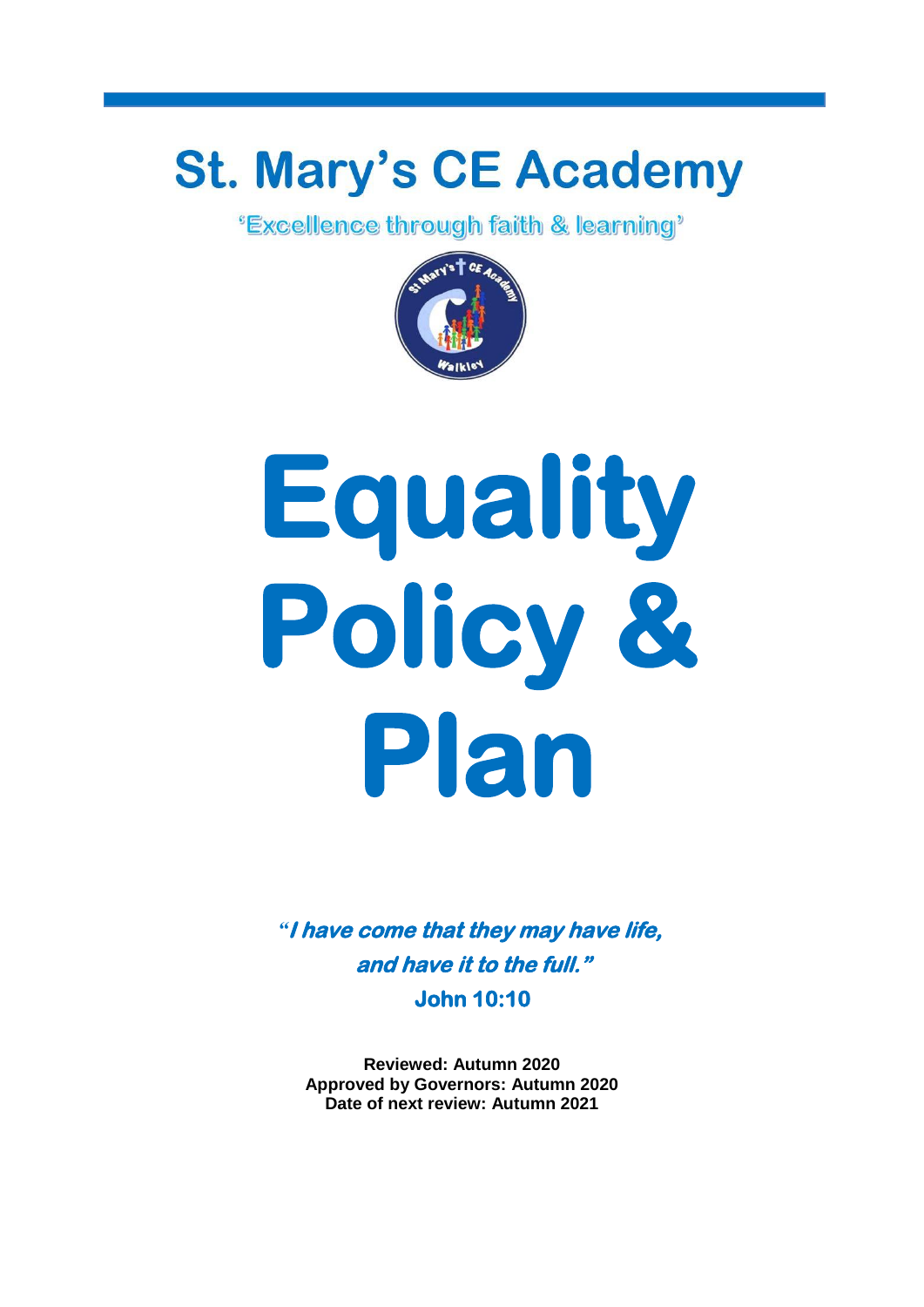# St. Mary's CE Academy

'Excellence through faith & learning'

# Equality Policy & Plan

***"I have come that they may have life, and have it to the full."***

**John 10:10**

**Reviewed: Autumn 2020**
**Approved by Governors: Autumn 2020**
**Date of next review: Autumn 2021**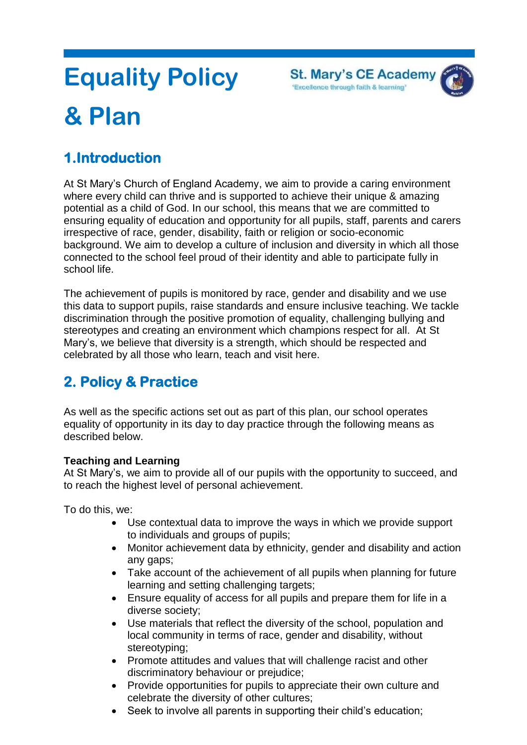# Equality Policy & Plan

St. Mary's CE Academy
'Excellence through faith & learning'

## 1. Introduction

At St Mary's Church of England Academy, we aim to provide a caring environment where every child can thrive and is supported to achieve their unique & amazing potential as a child of God. In our school, this means that we are committed to ensuring equality of education and opportunity for all pupils, staff, parents and carers irrespective of race, gender, disability, faith or religion or socio-economic background. We aim to develop a culture of inclusion and diversity in which all those connected to the school feel proud of their identity and able to participate fully in school life.

The achievement of pupils is monitored by race, gender and disability and we use this data to support pupils, raise standards and ensure inclusive teaching. We tackle discrimination through the positive promotion of equality, challenging bullying and stereotypes and creating an environment which champions respect for all. At St Mary's, we believe that diversity is a strength, which should be respected and celebrated by all those who learn, teach and visit here.

## 2. Policy & Practice

As well as the specific actions set out as part of this plan, our school operates equality of opportunity in its day to day practice through the following means as described below.

**Teaching and Learning**
At St Mary's, we aim to provide all of our pupils with the opportunity to succeed, and to reach the highest level of personal achievement.

To do this, we:

- Use contextual data to improve the ways in which we provide support to individuals and groups of pupils;
- Monitor achievement data by ethnicity, gender and disability and action any gaps;
- Take account of the achievement of all pupils when planning for future learning and setting challenging targets;
- Ensure equality of access for all pupils and prepare them for life in a diverse society;
- Use materials that reflect the diversity of the school, population and local community in terms of race, gender and disability, without stereotyping;
- Promote attitudes and values that will challenge racist and other discriminatory behaviour or prejudice;
- Provide opportunities for pupils to appreciate their own culture and celebrate the diversity of other cultures;
- Seek to involve all parents in supporting their child's education;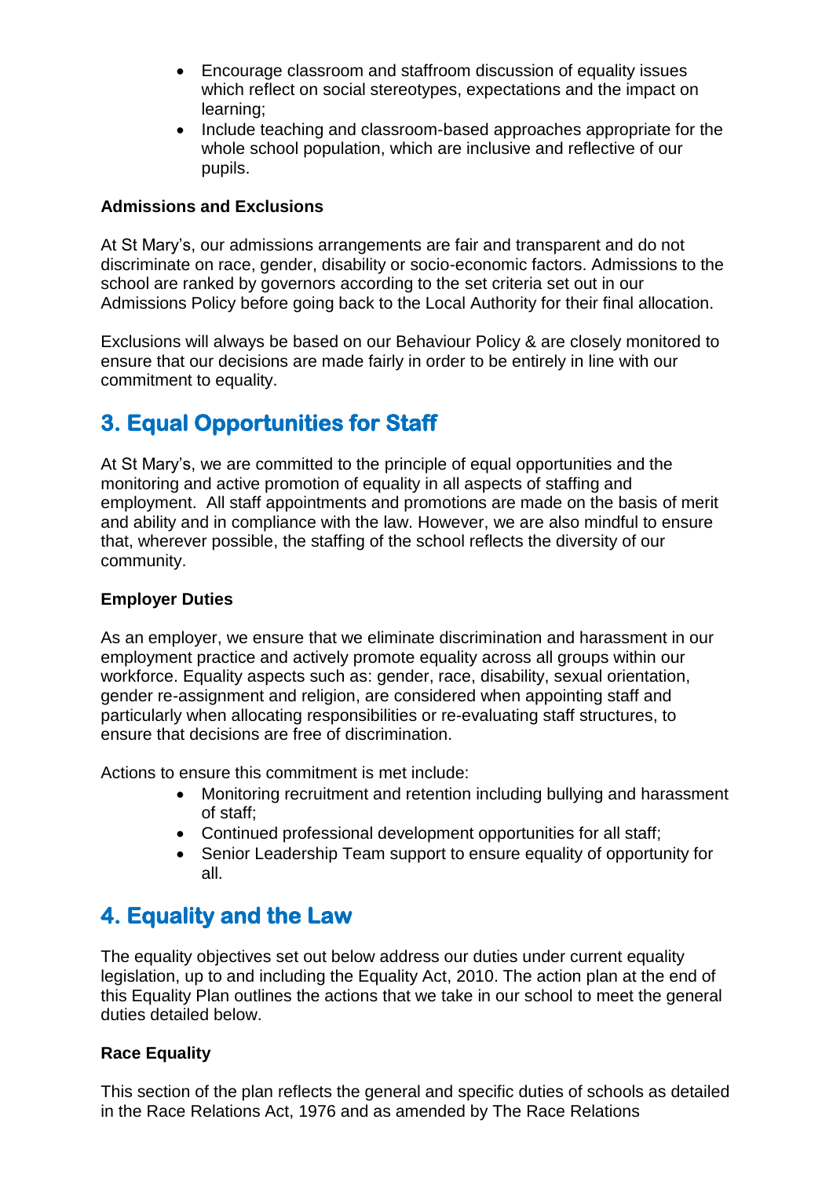- Encourage classroom and staffroom discussion of equality issues which reflect on social stereotypes, expectations and the impact on learning;
- Include teaching and classroom-based approaches appropriate for the whole school population, which are inclusive and reflective of our pupils.

**Admissions and Exclusions**

At St Mary's, our admissions arrangements are fair and transparent and do not discriminate on race, gender, disability or socio-economic factors. Admissions to the school are ranked by governors according to the set criteria set out in our Admissions Policy before going back to the Local Authority for their final allocation.

Exclusions will always be based on our Behaviour Policy & are closely monitored to ensure that our decisions are made fairly in order to be entirely in line with our commitment to equality.

## 3. Equal Opportunities for Staff

At St Mary's, we are committed to the principle of equal opportunities and the monitoring and active promotion of equality in all aspects of staffing and employment. All staff appointments and promotions are made on the basis of merit and ability and in compliance with the law. However, we are also mindful to ensure that, wherever possible, the staffing of the school reflects the diversity of our community.

**Employer Duties**

As an employer, we ensure that we eliminate discrimination and harassment in our employment practice and actively promote equality across all groups within our workforce. Equality aspects such as: gender, race, disability, sexual orientation, gender re-assignment and religion, are considered when appointing staff and particularly when allocating responsibilities or re-evaluating staff structures, to ensure that decisions are free of discrimination.

Actions to ensure this commitment is met include:

- Monitoring recruitment and retention including bullying and harassment of staff;
- Continued professional development opportunities for all staff;
- Senior Leadership Team support to ensure equality of opportunity for all.

## 4. Equality and the Law

The equality objectives set out below address our duties under current equality legislation, up to and including the Equality Act, 2010. The action plan at the end of this Equality Plan outlines the actions that we take in our school to meet the general duties detailed below.

**Race Equality**

This section of the plan reflects the general and specific duties of schools as detailed in the Race Relations Act, 1976 and as amended by The Race Relations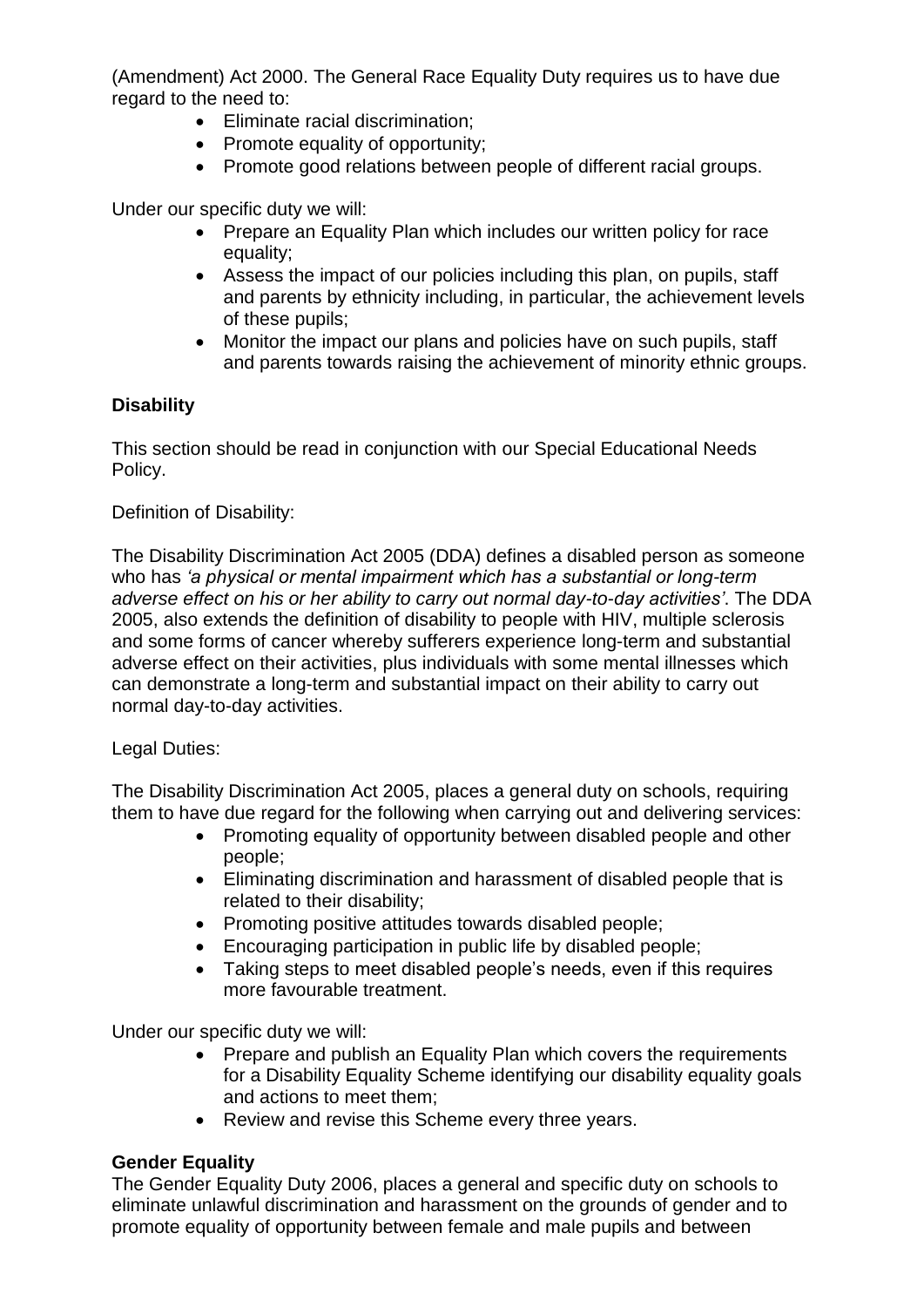(Amendment) Act 2000. The General Race Equality Duty requires us to have due regard to the need to:

- Eliminate racial discrimination;
- Promote equality of opportunity;
- Promote good relations between people of different racial groups.

Under our specific duty we will:

- Prepare an Equality Plan which includes our written policy for race equality;
- Assess the impact of our policies including this plan, on pupils, staff and parents by ethnicity including, in particular, the achievement levels of these pupils;
- Monitor the impact our plans and policies have on such pupils, staff and parents towards raising the achievement of minority ethnic groups.

**Disability**

This section should be read in conjunction with our Special Educational Needs Policy.

Definition of Disability:

The Disability Discrimination Act 2005 (DDA) defines a disabled person as someone who has *'a physical or mental impairment which has a substantial or long-term adverse effect on his or her ability to carry out normal day-to-day activities'*. The DDA 2005, also extends the definition of disability to people with HIV, multiple sclerosis and some forms of cancer whereby sufferers experience long-term and substantial adverse effect on their activities, plus individuals with some mental illnesses which can demonstrate a long-term and substantial impact on their ability to carry out normal day-to-day activities.

Legal Duties:

The Disability Discrimination Act 2005, places a general duty on schools, requiring them to have due regard for the following when carrying out and delivering services:

- Promoting equality of opportunity between disabled people and other people;
- Eliminating discrimination and harassment of disabled people that is related to their disability;
- Promoting positive attitudes towards disabled people;
- Encouraging participation in public life by disabled people;
- Taking steps to meet disabled people's needs, even if this requires more favourable treatment.

Under our specific duty we will:

- Prepare and publish an Equality Plan which covers the requirements for a Disability Equality Scheme identifying our disability equality goals and actions to meet them;
- Review and revise this Scheme every three years.

**Gender Equality**

The Gender Equality Duty 2006, places a general and specific duty on schools to eliminate unlawful discrimination and harassment on the grounds of gender and to promote equality of opportunity between female and male pupils and between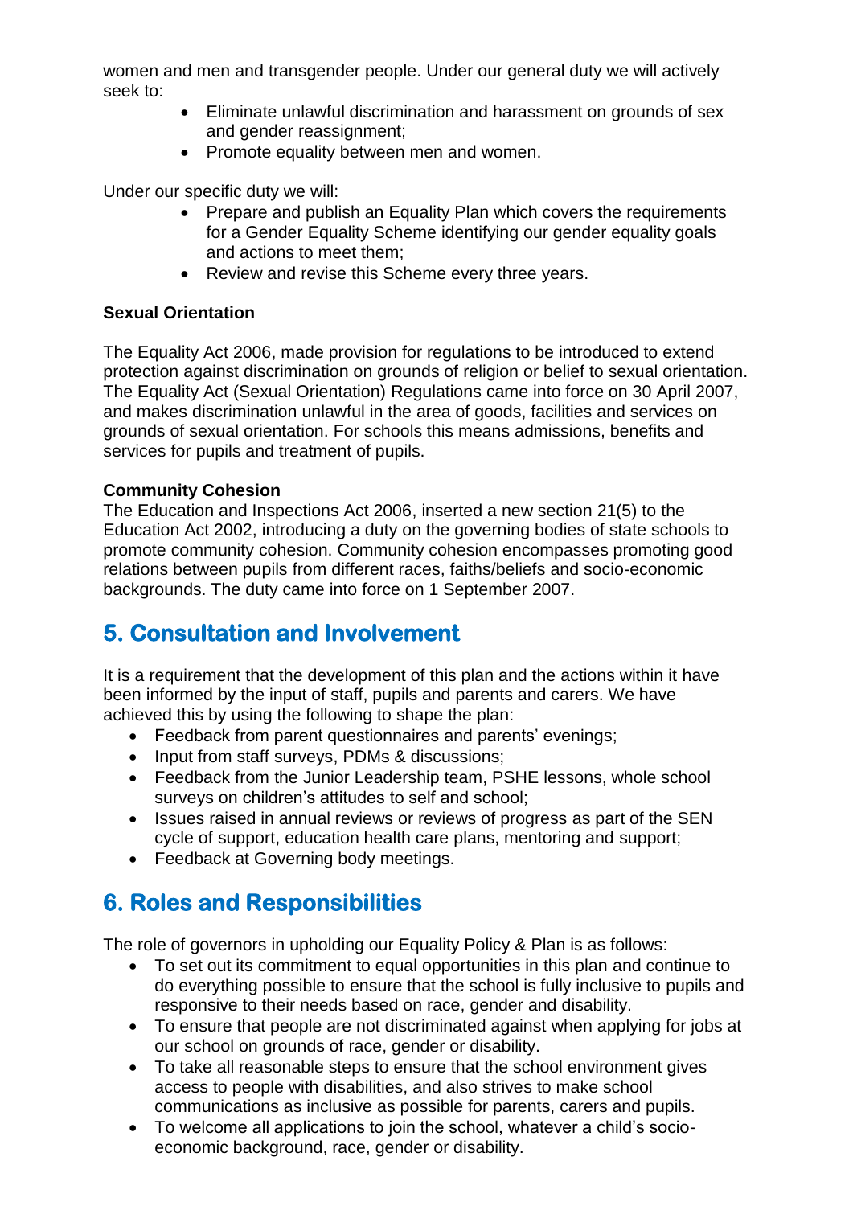women and men and transgender people. Under our general duty we will actively seek to:

- Eliminate unlawful discrimination and harassment on grounds of sex and gender reassignment;
- Promote equality between men and women.

Under our specific duty we will:

- Prepare and publish an Equality Plan which covers the requirements for a Gender Equality Scheme identifying our gender equality goals and actions to meet them;
- Review and revise this Scheme every three years.

**Sexual Orientation**

The Equality Act 2006, made provision for regulations to be introduced to extend protection against discrimination on grounds of religion or belief to sexual orientation. The Equality Act (Sexual Orientation) Regulations came into force on 30 April 2007, and makes discrimination unlawful in the area of goods, facilities and services on grounds of sexual orientation. For schools this means admissions, benefits and services for pupils and treatment of pupils.

**Community Cohesion**

The Education and Inspections Act 2006, inserted a new section 21(5) to the Education Act 2002, introducing a duty on the governing bodies of state schools to promote community cohesion. Community cohesion encompasses promoting good relations between pupils from different races, faiths/beliefs and socio-economic backgrounds. The duty came into force on 1 September 2007.

## 5. Consultation and Involvement

It is a requirement that the development of this plan and the actions within it have been informed by the input of staff, pupils and parents and carers. We have achieved this by using the following to shape the plan:

- Feedback from parent questionnaires and parents' evenings;
- Input from staff surveys, PDMs & discussions;
- Feedback from the Junior Leadership team, PSHE lessons, whole school surveys on children's attitudes to self and school;
- Issues raised in annual reviews or reviews of progress as part of the SEN cycle of support, education health care plans, mentoring and support;
- Feedback at Governing body meetings.

## 6. Roles and Responsibilities

The role of governors in upholding our Equality Policy & Plan is as follows:

- To set out its commitment to equal opportunities in this plan and continue to do everything possible to ensure that the school is fully inclusive to pupils and responsive to their needs based on race, gender and disability.
- To ensure that people are not discriminated against when applying for jobs at our school on grounds of race, gender or disability.
- To take all reasonable steps to ensure that the school environment gives access to people with disabilities, and also strives to make school communications as inclusive as possible for parents, carers and pupils.
- To welcome all applications to join the school, whatever a child's socio-economic background, race, gender or disability.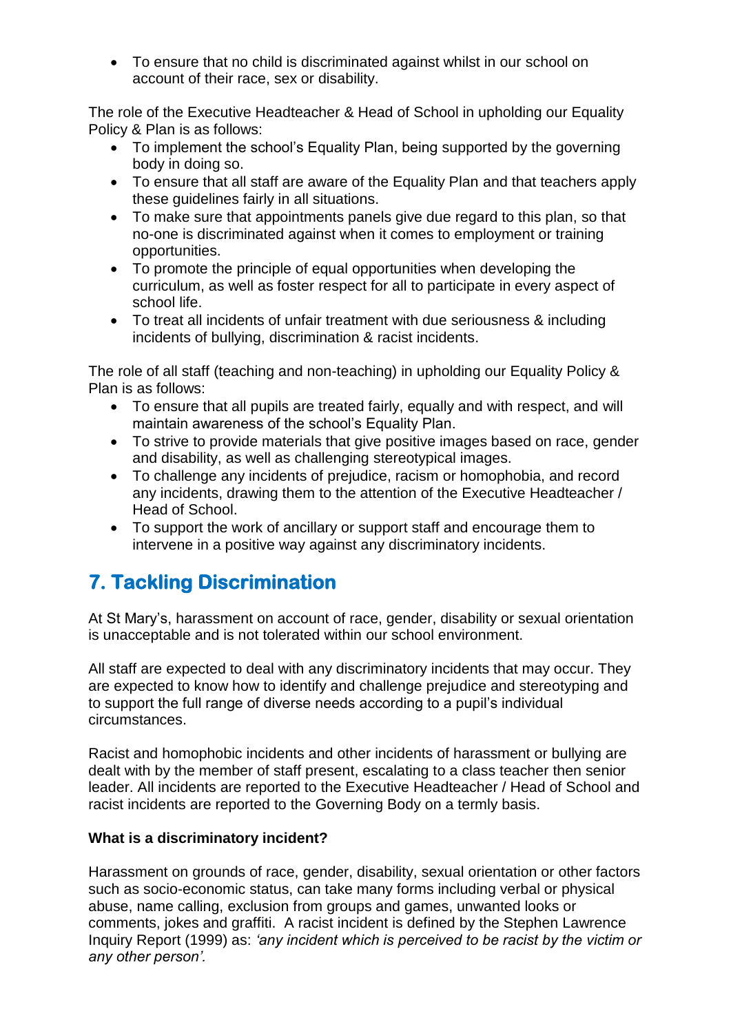- To ensure that no child is discriminated against whilst in our school on account of their race, sex or disability.

The role of the Executive Headteacher & Head of School in upholding our Equality Policy & Plan is as follows:

- To implement the school's Equality Plan, being supported by the governing body in doing so.
- To ensure that all staff are aware of the Equality Plan and that teachers apply these guidelines fairly in all situations.
- To make sure that appointments panels give due regard to this plan, so that no-one is discriminated against when it comes to employment or training opportunities.
- To promote the principle of equal opportunities when developing the curriculum, as well as foster respect for all to participate in every aspect of school life.
- To treat all incidents of unfair treatment with due seriousness & including incidents of bullying, discrimination & racist incidents.

The role of all staff (teaching and non-teaching) in upholding our Equality Policy & Plan is as follows:

- To ensure that all pupils are treated fairly, equally and with respect, and will maintain awareness of the school's Equality Plan.
- To strive to provide materials that give positive images based on race, gender and disability, as well as challenging stereotypical images.
- To challenge any incidents of prejudice, racism or homophobia, and record any incidents, drawing them to the attention of the Executive Headteacher / Head of School.
- To support the work of ancillary or support staff and encourage them to intervene in a positive way against any discriminatory incidents.

## 7. Tackling Discrimination

At St Mary's, harassment on account of race, gender, disability or sexual orientation is unacceptable and is not tolerated within our school environment.

All staff are expected to deal with any discriminatory incidents that may occur. They are expected to know how to identify and challenge prejudice and stereotyping and to support the full range of diverse needs according to a pupil's individual circumstances.

Racist and homophobic incidents and other incidents of harassment or bullying are dealt with by the member of staff present, escalating to a class teacher then senior leader. All incidents are reported to the Executive Headteacher / Head of School and racist incidents are reported to the Governing Body on a termly basis.

**What is a discriminatory incident?**

Harassment on grounds of race, gender, disability, sexual orientation or other factors such as socio-economic status, can take many forms including verbal or physical abuse, name calling, exclusion from groups and games, unwanted looks or comments, jokes and graffiti. A racist incident is defined by the Stephen Lawrence Inquiry Report (1999) as: *'any incident which is perceived to be racist by the victim or any other person'.*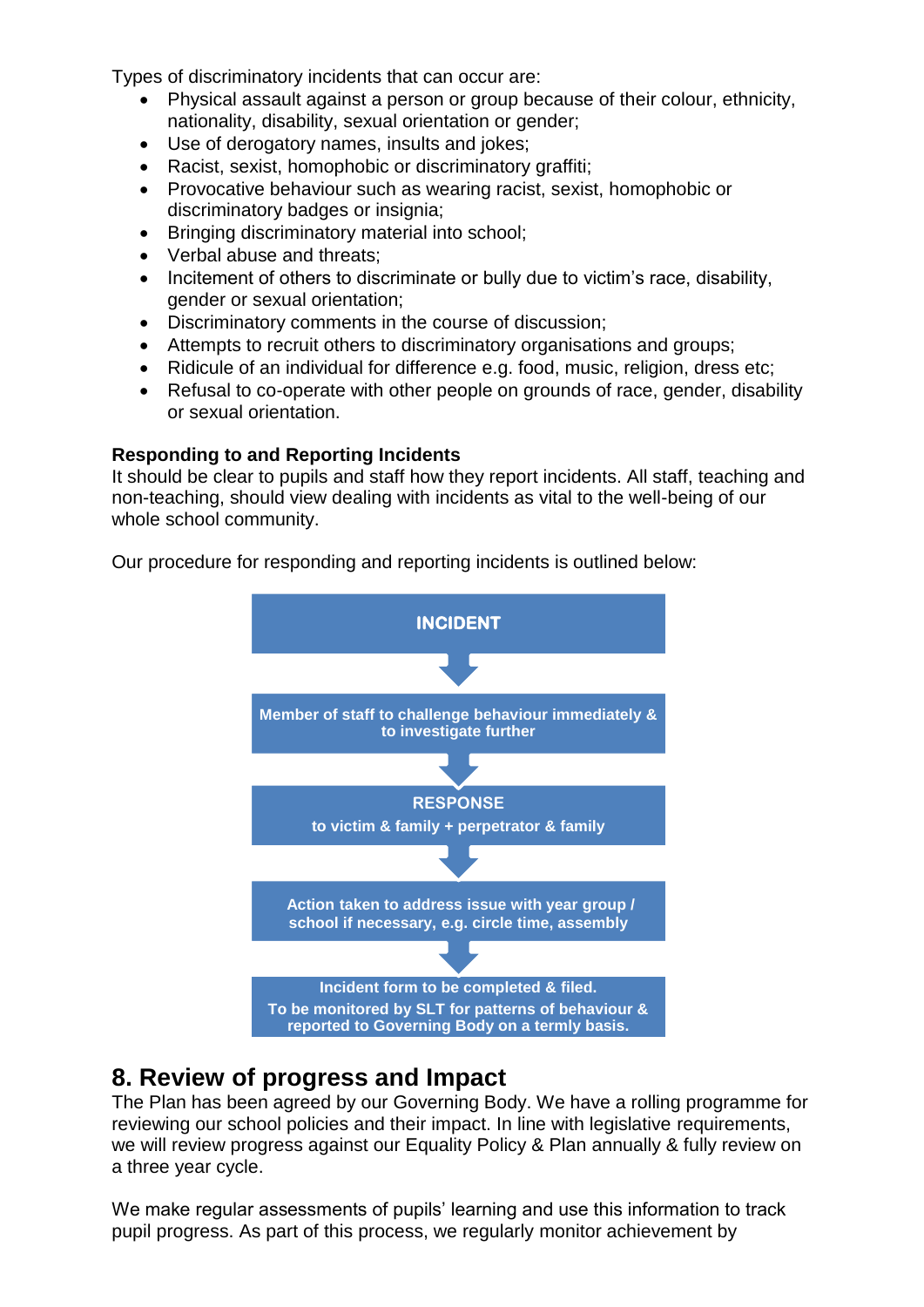Types of discriminatory incidents that can occur are:

- Physical assault against a person or group because of their colour, ethnicity, nationality, disability, sexual orientation or gender;
- Use of derogatory names, insults and jokes;
- Racist, sexist, homophobic or discriminatory graffiti;
- Provocative behaviour such as wearing racist, sexist, homophobic or discriminatory badges or insignia;
- Bringing discriminatory material into school;
- Verbal abuse and threats;
- Incitement of others to discriminate or bully due to victim's race, disability, gender or sexual orientation;
- Discriminatory comments in the course of discussion;
- Attempts to recruit others to discriminatory organisations and groups;
- Ridicule of an individual for difference e.g. food, music, religion, dress etc;
- Refusal to co-operate with other people on grounds of race, gender, disability or sexual orientation.

**Responding to and Reporting Incidents**

It should be clear to pupils and staff how they report incidents. All staff, teaching and non-teaching, should view dealing with incidents as vital to the well-being of our whole school community.

Our procedure for responding and reporting incidents is outlined below:

**INCIDENT**

↓

**Member of staff to challenge behaviour immediately & to investigate further**

↓

**RESPONSE**
**to victim & family + perpetrator & family**

↓

**Action taken to address issue with year group / school if necessary, e.g. circle time, assembly**

↓

**Incident form to be completed & filed.**
**To be monitored by SLT for patterns of behaviour & reported to Governing Body on a termly basis.**

## 8. Review of progress and Impact

The Plan has been agreed by our Governing Body. We have a rolling programme for reviewing our school policies and their impact. In line with legislative requirements, we will review progress against our Equality Policy & Plan annually & fully review on a three year cycle.

We make regular assessments of pupils' learning and use this information to track pupil progress. As part of this process, we regularly monitor achievement by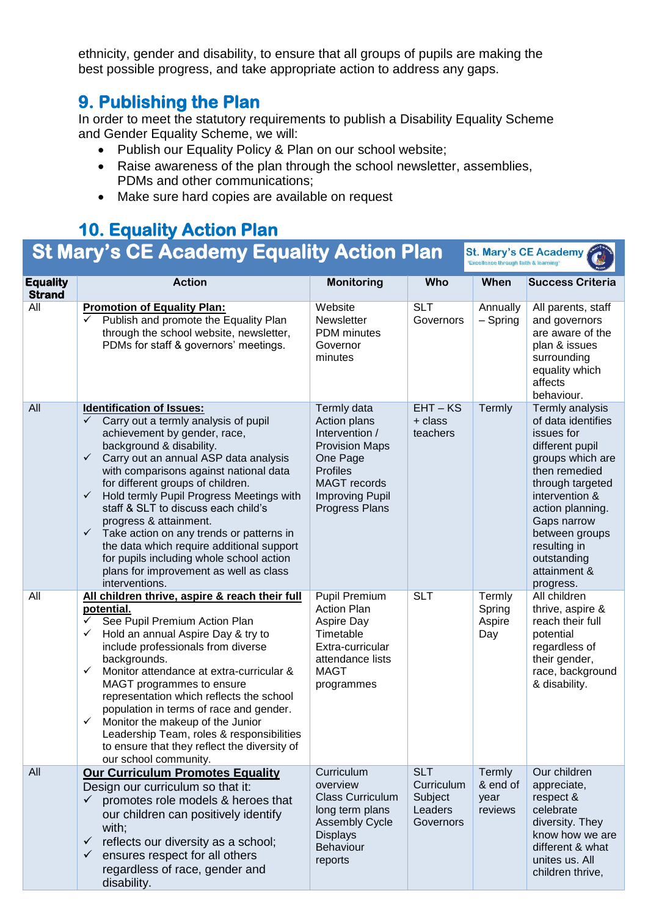ethnicity, gender and disability, to ensure that all groups of pupils are making the best possible progress, and take appropriate action to address any gaps.

## 9. Publishing the Plan

In order to meet the statutory requirements to publish a Disability Equality Scheme and Gender Equality Scheme, we will:

- Publish our Equality Policy & Plan on our school website;
- Raise awareness of the plan through the school newsletter, assemblies, PDMs and other communications;
- Make sure hard copies are available on request

## 10. Equality Action Plan

### St Mary's CE Academy Equality Action Plan

St. Mary's CE Academy "Excellence through faith & learning"

| Equality Strand | Action | Monitoring | Who | When | Success Criteria |
|---|---|---|---|---|---|
| All | **Promotion of Equality Plan:**<br>✓ Publish and promote the Equality Plan through the school website, newsletter, PDMs for staff & governors' meetings. | Website<br>Newsletter<br>PDM minutes<br>Governor minutes | SLT<br>Governors | Annually – Spring | All parents, staff and governors are aware of the plan & issues surrounding equality which affects behaviour. |
| All | **Identification of Issues:**<br>✓ Carry out a termly analysis of pupil achievement by gender, race, background & disability.<br>✓ Carry out an annual ASP data analysis with comparisons against national data for different groups of children.<br>✓ Hold termly Pupil Progress Meetings with staff & SLT to discuss each child's progress & attainment.<br>✓ Take action on any trends or patterns in the data which require additional support for pupils including whole school action plans for improvement as well as class interventions. | Termly data<br>Action plans<br>Intervention / Provision Maps<br>One Page Profiles<br>MAGT records<br>Improving Pupil Progress Plans | EHT – KS + class teachers | Termly | Termly analysis of data identifies issues for different pupil groups which are then remedied through targeted intervention & action planning. Gaps narrow between groups resulting in outstanding attainment & progress. |
| All | **All children thrive, aspire & reach their full potential.**<br>✓ See Pupil Premium Action Plan<br>✓ Hold an annual Aspire Day & try to include professionals from diverse backgrounds.<br>✓ Monitor attendance at extra-curricular & MAGT programmes to ensure representation which reflects the school population in terms of race and gender.<br>✓ Monitor the makeup of the Junior Leadership Team, roles & responsibilities to ensure that they reflect the diversity of our school community. | Pupil Premium Action Plan<br>Aspire Day Timetable<br>Extra-curricular attendance lists<br>MAGT programmes | SLT | Termly<br>Spring<br>Aspire Day | All children thrive, aspire & reach their full potential regardless of their gender, race, background & disability. |
| All | **Our Curriculum Promotes Equality**<br>Design our curriculum so that it:<br>✓ promotes role models & heroes that our children can positively identify with;<br>✓ reflects our diversity as a school;<br>✓ ensures respect for all others regardless of race, gender and disability. | Curriculum overview<br>Class Curriculum long term plans<br>Assembly Cycle<br>Displays<br>Behaviour reports | SLT<br>Curriculum Subject Leaders<br>Governors | Termly & end of year reviews | Our children appreciate, respect & celebrate diversity. They know how we are different & what unites us. All children thrive, |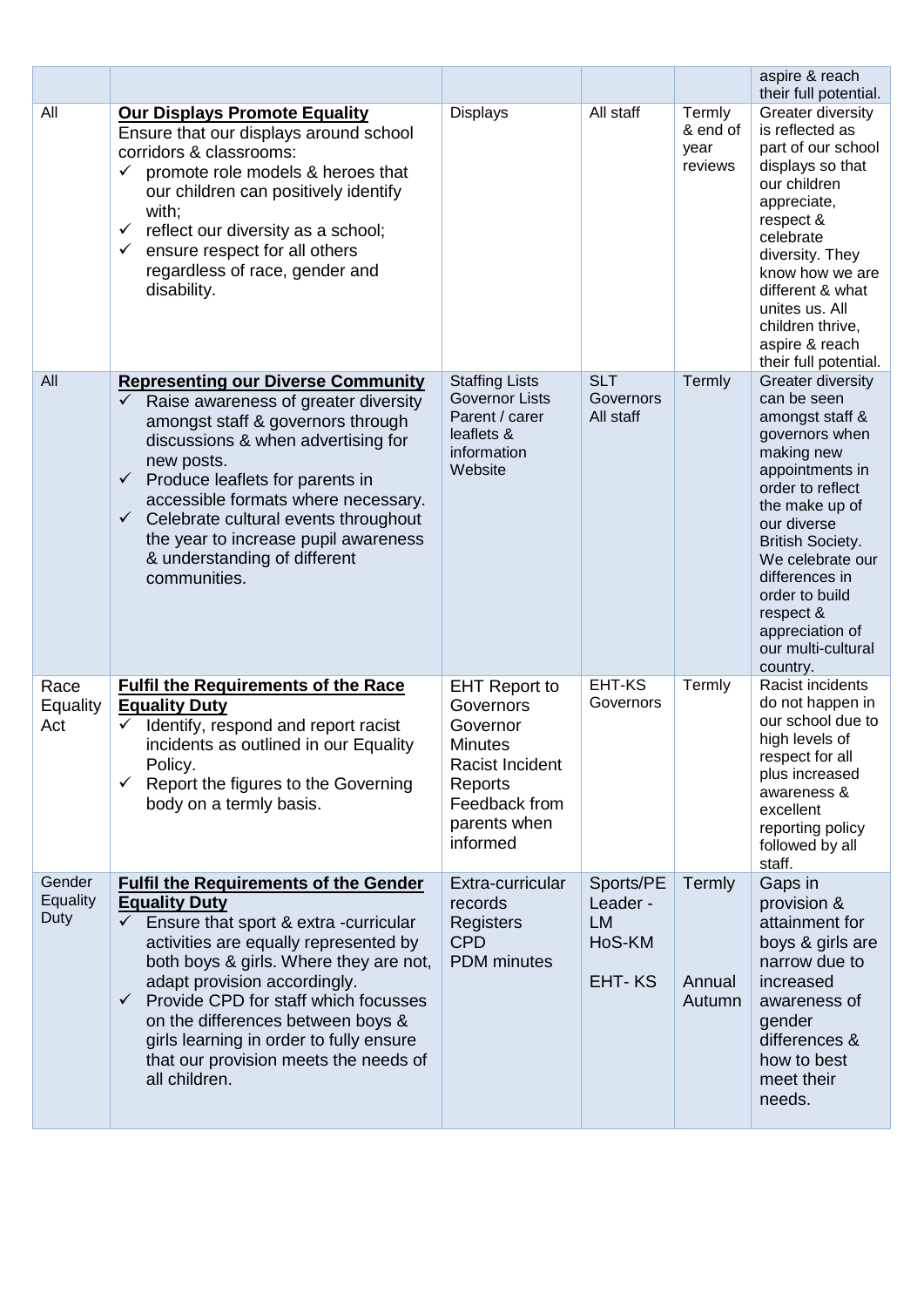| | | | | | |
|---|---|---|---|---|---|
| | | | | | aspire & reach their full potential. |
| All | **<u>Our Displays Promote Equality</u>**<br>Ensure that our displays around school corridors & classrooms:<br>✓ promote role models & heroes that our children can positively identify with;<br>✓ reflect our diversity as a school;<br>✓ ensure respect for all others regardless of race, gender and disability. | Displays | All staff | Termly & end of year reviews | Greater diversity is reflected as part of our school displays so that our children appreciate, respect & celebrate diversity. They know how we are different & what unites us. All children thrive, aspire & reach their full potential. |
| All | **<u>Representing our Diverse Community</u>**<br>✓ Raise awareness of greater diversity amongst staff & governors through discussions & when advertising for new posts.<br>✓ Produce leaflets for parents in accessible formats where necessary.<br>✓ Celebrate cultural events throughout the year to increase pupil awareness & understanding of different communities. | Staffing Lists<br>Governor Lists<br>Parent / carer leaflets & information<br>Website | SLT<br>Governors<br>All staff | Termly | Greater diversity can be seen amongst staff & governors when making new appointments in order to reflect the make up of our diverse British Society. We celebrate our differences in order to build respect & appreciation of our multi-cultural country. |
| Race Equality Act | **<u>Fulfil the Requirements of the Race Equality Duty</u>**<br>✓ Identify, respond and report racist incidents as outlined in our Equality Policy.<br>✓ Report the figures to the Governing body on a termly basis. | EHT Report to Governors<br>Governor Minutes<br>Racist Incident Reports<br>Feedback from parents when informed | EHT-KS<br>Governors | Termly | Racist incidents do not happen in our school due to high levels of respect for all plus increased awareness & excellent reporting policy followed by all staff. |
| Gender Equality Duty | **<u>Fulfil the Requirements of the Gender Equality Duty</u>**<br>✓ Ensure that sport & extra -curricular activities are equally represented by both boys & girls. Where they are not, adapt provision accordingly.<br>✓ Provide CPD for staff which focusses on the differences between boys & girls learning in order to fully ensure that our provision meets the needs of all children. | Extra-curricular records<br>Registers<br>CPD<br>PDM minutes | Sports/PE Leader - LM<br>HoS-KM<br><br>EHT- KS | Termly<br><br><br>Annual Autumn | Gaps in provision & attainment for boys & girls are narrow due to increased awareness of gender differences & how to best meet their needs. |